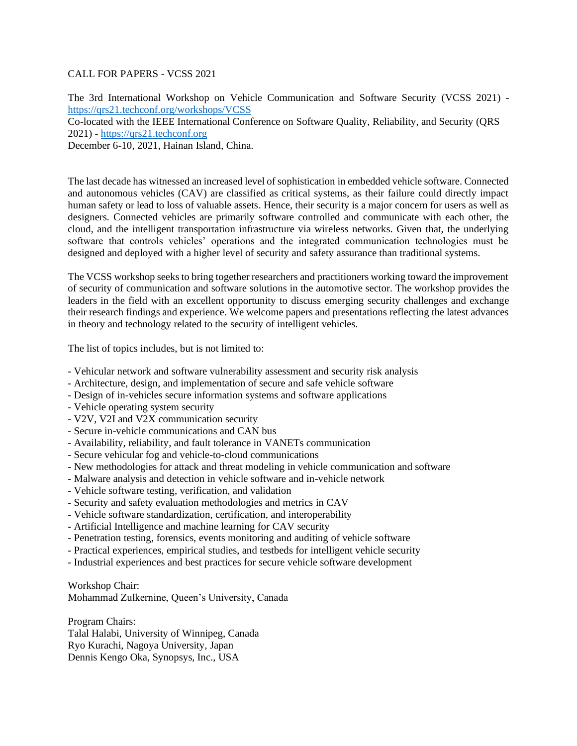# CALL FOR PAPERS - VCSS 2021

The 3rd International Workshop on Vehicle Communication and Software Security (VCSS 2021) - https://qrs21.techconf.org/workshops/VCSS
Co-located with the IEEE International Conference on Software Quality, Reliability, and Security (QRS 2021) - https://qrs21.techconf.org
December 6-10, 2021, Hainan Island, China.

The last decade has witnessed an increased level of sophistication in embedded vehicle software. Connected and autonomous vehicles (CAV) are classified as critical systems, as their failure could directly impact human safety or lead to loss of valuable assets. Hence, their security is a major concern for users as well as designers. Connected vehicles are primarily software controlled and communicate with each other, the cloud, and the intelligent transportation infrastructure via wireless networks. Given that, the underlying software that controls vehicles' operations and the integrated communication technologies must be designed and deployed with a higher level of security and safety assurance than traditional systems.

The VCSS workshop seeks to bring together researchers and practitioners working toward the improvement of security of communication and software solutions in the automotive sector. The workshop provides the leaders in the field with an excellent opportunity to discuss emerging security challenges and exchange their research findings and experience. We welcome papers and presentations reflecting the latest advances in theory and technology related to the security of intelligent vehicles.

The list of topics includes, but is not limited to:

- Vehicular network and software vulnerability assessment and security risk analysis
- Architecture, design, and implementation of secure and safe vehicle software
- Design of in-vehicles secure information systems and software applications
- Vehicle operating system security
- V2V, V2I and V2X communication security
- Secure in-vehicle communications and CAN bus
- Availability, reliability, and fault tolerance in VANETs communication
- Secure vehicular fog and vehicle-to-cloud communications
- New methodologies for attack and threat modeling in vehicle communication and software
- Malware analysis and detection in vehicle software and in-vehicle network
- Vehicle software testing, verification, and validation
- Security and safety evaluation methodologies and metrics in CAV
- Vehicle software standardization, certification, and interoperability
- Artificial Intelligence and machine learning for CAV security
- Penetration testing, forensics, events monitoring and auditing of vehicle software
- Practical experiences, empirical studies, and testbeds for intelligent vehicle security
- Industrial experiences and best practices for secure vehicle software development

Workshop Chair:
Mohammad Zulkernine, Queen's University, Canada

Program Chairs:
Talal Halabi, University of Winnipeg, Canada
Ryo Kurachi, Nagoya University, Japan
Dennis Kengo Oka, Synopsys, Inc., USA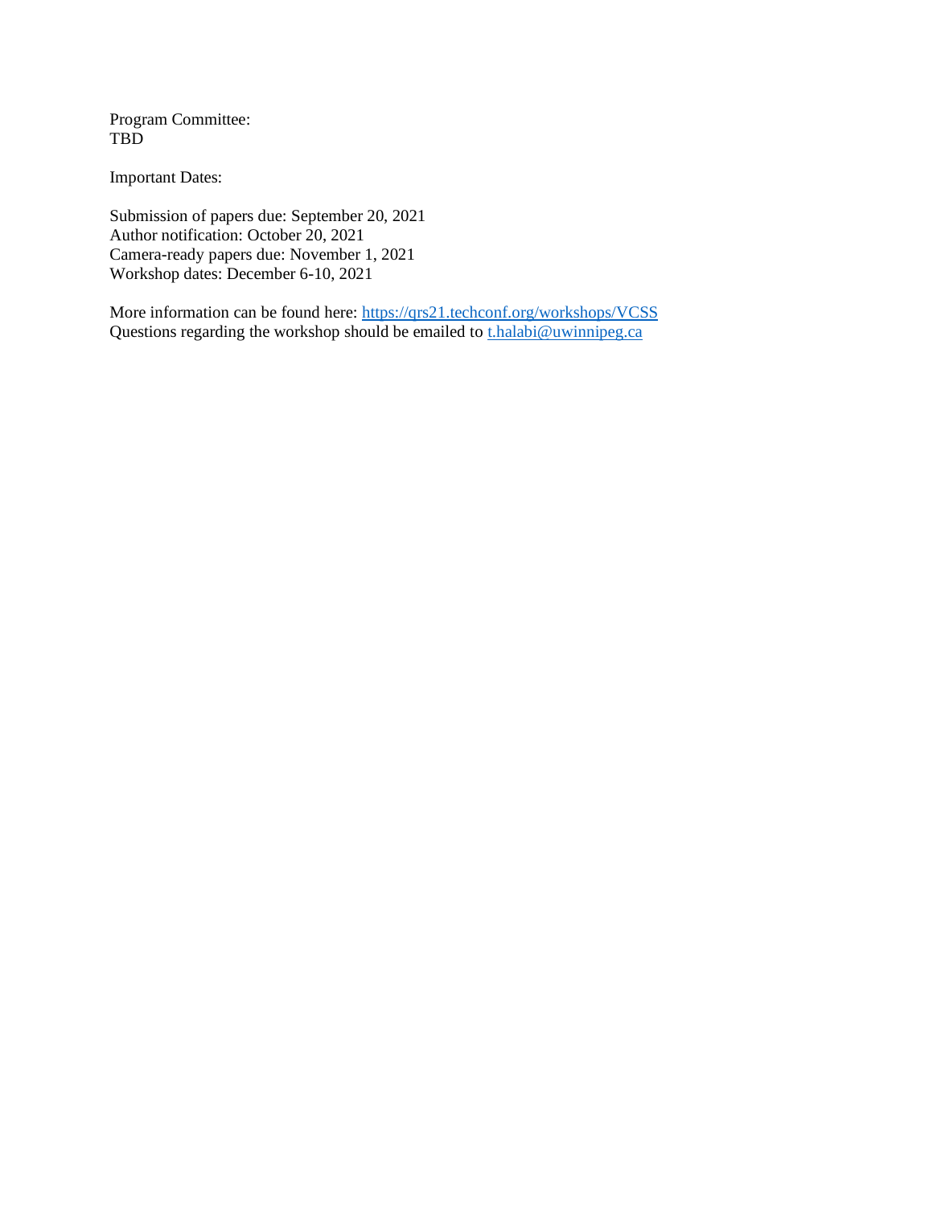Program Committee:
TBD

Important Dates:

Submission of papers due: September 20, 2021
Author notification: October 20, 2021
Camera-ready papers due: November 1, 2021
Workshop dates: December 6-10, 2021

More information can be found here: https://qrs21.techconf.org/workshops/VCSS
Questions regarding the workshop should be emailed to t.halabi@uwinnipeg.ca